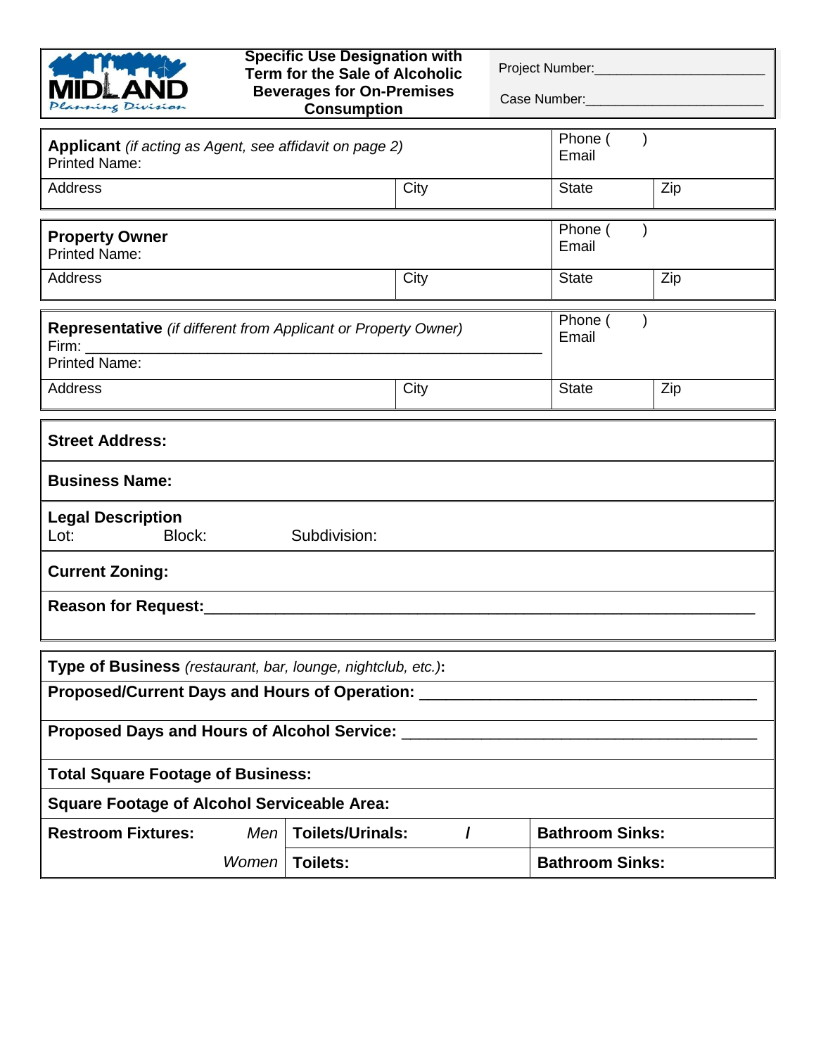MIDLAND Planning Division

# Specific Use Designation with Term for the Sale of Alcoholic Beverages for On-Premises Consumption

Project Number:_______________________

Case Number:_________________________

| **Applicant** *(if acting as Agent, see affidavit on page 2)* Printed Name: | | Phone ( ) Email | |
|---|---|---|---|
| Address | City | State | Zip |

| **Property Owner** Printed Name: | | Phone ( ) Email | |
|---|---|---|---|
| Address | City | State | Zip |

| **Representative** *(if different from Applicant or Property Owner)* Firm: ___________________________ Printed Name: | | Phone ( ) Email | |
|---|---|---|---|
| Address | City | State | Zip |

**Street Address:**

**Business Name:**

**Legal Description**
Lot: Block: Subdivision:

**Current Zoning:**

**Reason for Request:**___________________________________________________________

**Type of Business** *(restaurant, bar, lounge, nightclub, etc.)*:

**Proposed/Current Days and Hours of Operation:** ___________________________________

**Proposed Days and Hours of Alcohol Service:** ____________________________________

**Total Square Footage of Business:**

**Square Footage of Alcohol Serviceable Area:**

| **Restroom Fixtures:** *Men* | **Toilets/Urinals:** / | **Bathroom Sinks:** |
|---|---|---|
| *Women* | **Toilets:** | **Bathroom Sinks:** |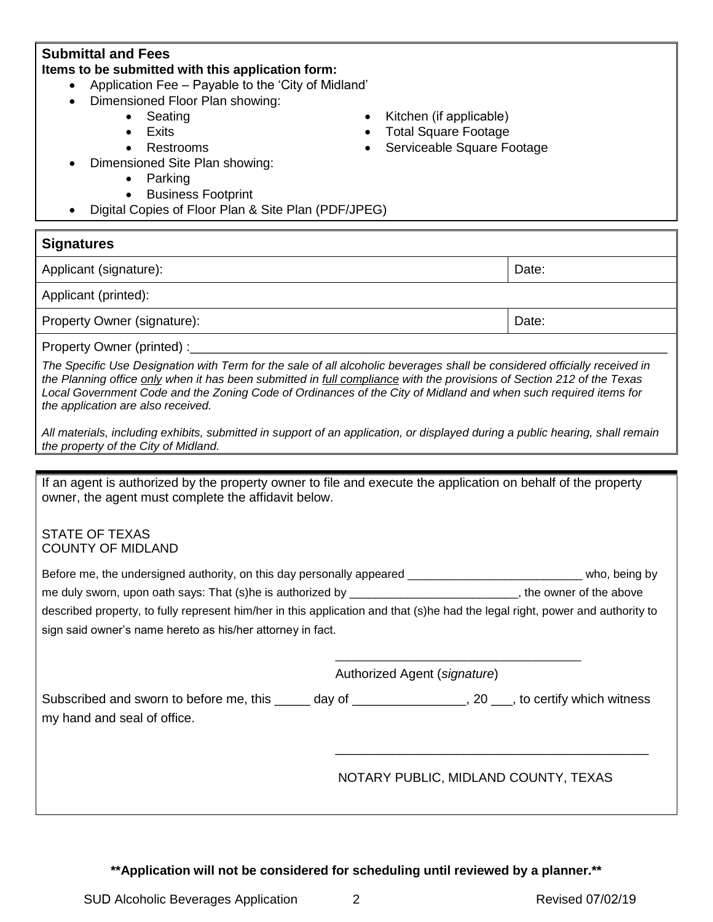## Submittal and Fees

**Items to be submitted with this application form:**

- Application Fee – Payable to the 'City of Midland'
- Dimensioned Floor Plan showing:
  - Seating
  - Exits
  - Restrooms
  - Kitchen (if applicable)
  - Total Square Footage
  - Serviceable Square Footage
- Dimensioned Site Plan showing:
  - Parking
  - Business Footprint
- Digital Copies of Floor Plan & Site Plan (PDF/JPEG)

## Signatures

| Applicant (signature): | Date: |
|---|---|
| Applicant (printed): | |
| Property Owner (signature): | Date: |

Property Owner (printed) :______________________________________________________________

*The Specific Use Designation with Term for the sale of all alcoholic beverages shall be considered officially received in the Planning office only when it has been submitted in full compliance with the provisions of Section 212 of the Texas Local Government Code and the Zoning Code of Ordinances of the City of Midland and when such required items for the application are also received.*

*All materials, including exhibits, submitted in support of an application, or displayed during a public hearing, shall remain the property of the City of Midland.*

---

If an agent is authorized by the property owner to file and execute the application on behalf of the property owner, the agent must complete the affidavit below.

STATE OF TEXAS
COUNTY OF MIDLAND

Before me, the undersigned authority, on this day personally appeared ___________________________ who, being by me duly sworn, upon oath says: That (s)he is authorized by __________________________, the owner of the above described property, to fully represent him/her in this application and that (s)he had the legal right, power and authority to sign said owner's name hereto as his/her attorney in fact.

____________________________________
Authorized Agent (*signature*)

Subscribed and sworn to before me, this _____ day of ________________, 20 ___, to certify which witness my hand and seal of office.

_____________________________________________
NOTARY PUBLIC, MIDLAND COUNTY, TEXAS

**\*\*Application will not be considered for scheduling until reviewed by a planner.\*\***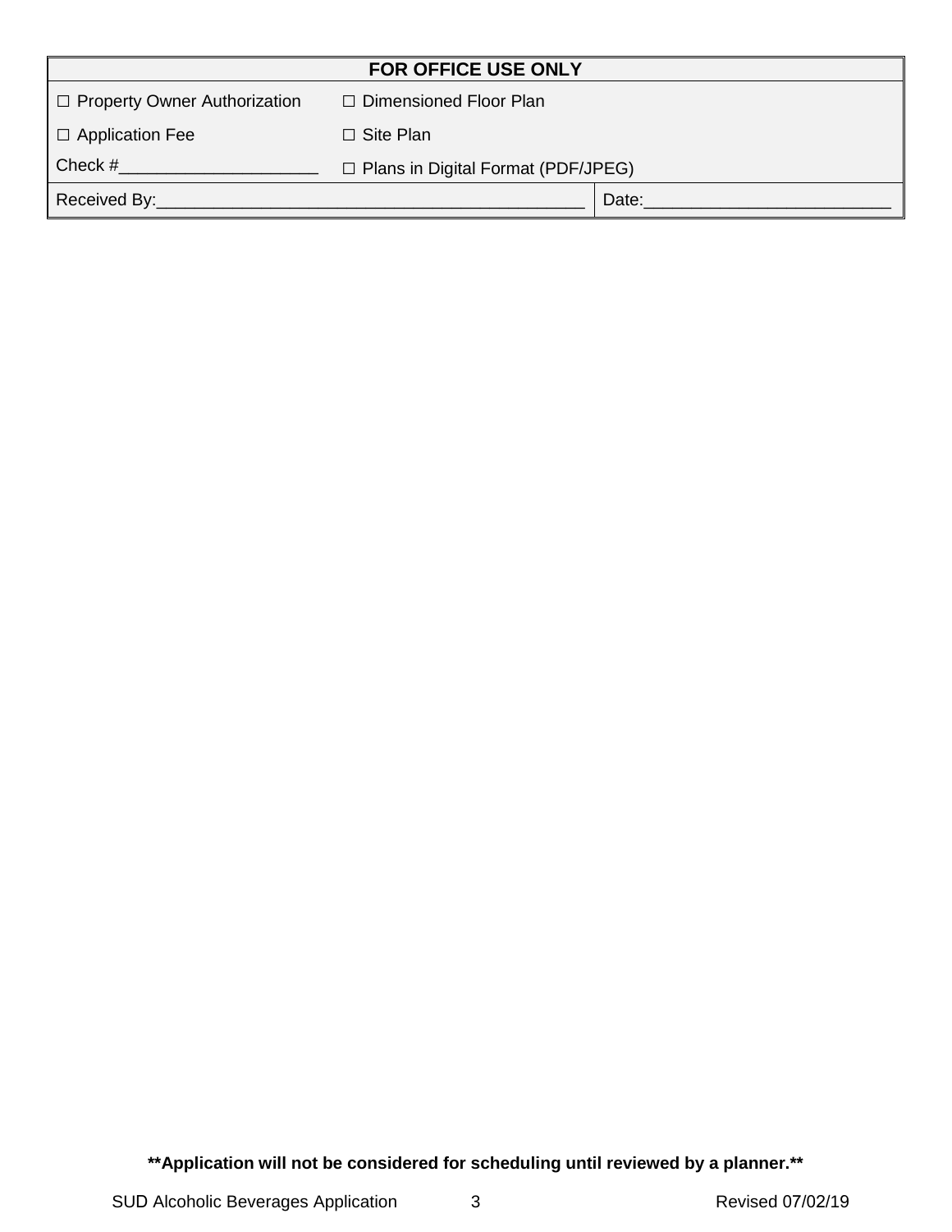| FOR OFFICE USE ONLY | | |
| --- | --- | --- |
| ☐ Property Owner Authorization<br>☐ Application Fee<br>Check #_____________________ | ☐ Dimensioned Floor Plan<br>☐ Site Plan<br>☐ Plans in Digital Format (PDF/JPEG) | |
| Received By:_____________________________________________ | | Date:__________________________ |

**\*\*Application will not be considered for scheduling until reviewed by a planner.\*\***